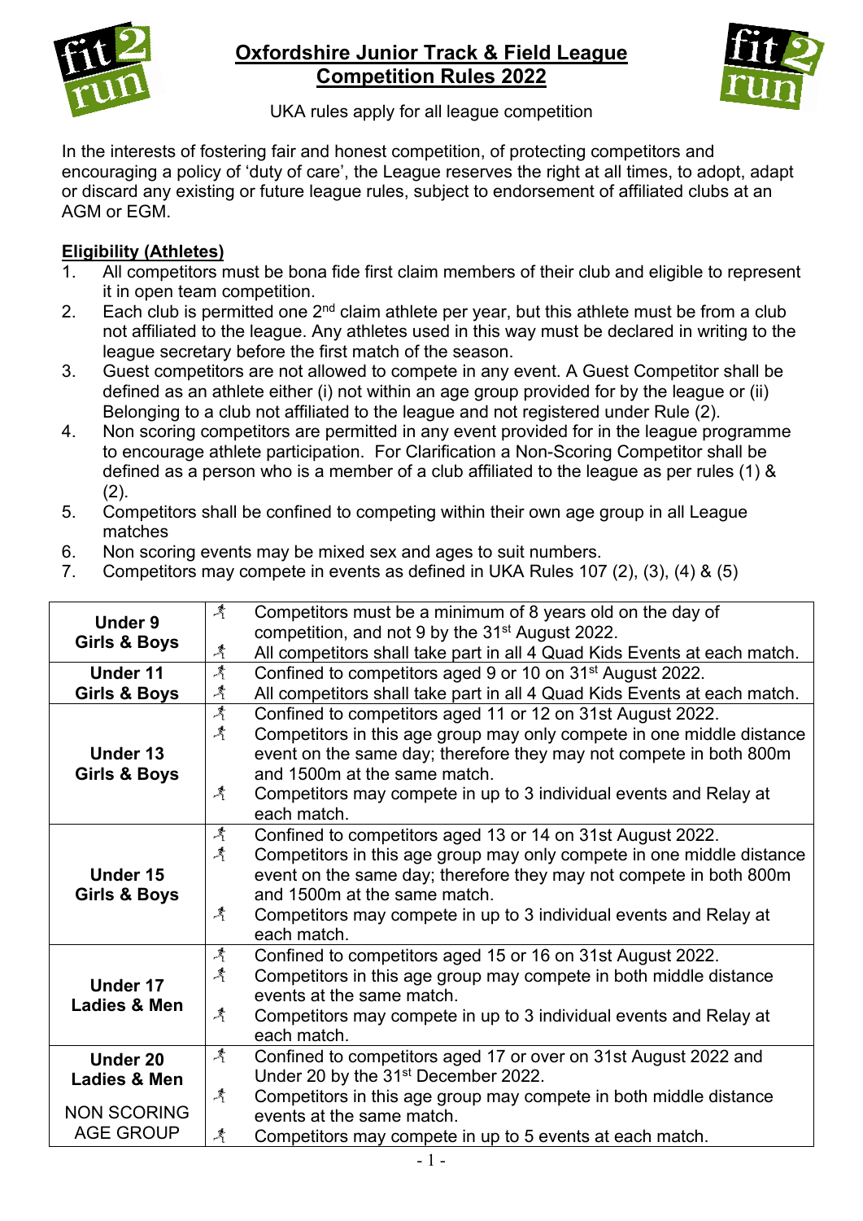# Oxfordshire Junior Track & Field League
# Competition Rules 2022

UKA rules apply for all league competition

In the interests of fostering fair and honest competition, of protecting competitors and encouraging a policy of 'duty of care', the League reserves the right at all times, to adopt, adapt or discard any existing or future league rules, subject to endorsement of affiliated clubs at an AGM or EGM.

## Eligibility (Athletes)

1. All competitors must be bona fide first claim members of their club and eligible to represent it in open team competition.
2. Each club is permitted one 2nd claim athlete per year, but this athlete must be from a club not affiliated to the league. Any athletes used in this way must be declared in writing to the league secretary before the first match of the season.
3. Guest competitors are not allowed to compete in any event. A Guest Competitor shall be defined as an athlete either (i) not within an age group provided for by the league or (ii) Belonging to a club not affiliated to the league and not registered under Rule (2).
4. Non scoring competitors are permitted in any event provided for in the league programme to encourage athlete participation. For Clarification a Non-Scoring Competitor shall be defined as a person who is a member of a club affiliated to the league as per rules (1) & (2).
5. Competitors shall be confined to competing within their own age group in all League matches
6. Non scoring events may be mixed sex and ages to suit numbers.
7. Competitors may compete in events as defined in UKA Rules 107 (2), (3), (4) & (5)

| Age Group | Rules |
|---|---|
| **Under 9 Girls & Boys** | • Competitors must be a minimum of 8 years old on the day of competition, and not 9 by the 31st August 2022.<br>• All competitors shall take part in all 4 Quad Kids Events at each match. |
| **Under 11 Girls & Boys** | • Confined to competitors aged 9 or 10 on 31st August 2022.<br>• All competitors shall take part in all 4 Quad Kids Events at each match. |
| **Under 13 Girls & Boys** | • Confined to competitors aged 11 or 12 on 31st August 2022.<br>• Competitors in this age group may only compete in one middle distance event on the same day; therefore they may not compete in both 800m and 1500m at the same match.<br>• Competitors may compete in up to 3 individual events and Relay at each match. |
| **Under 15 Girls & Boys** | • Confined to competitors aged 13 or 14 on 31st August 2022.<br>• Competitors in this age group may only compete in one middle distance event on the same day; therefore they may not compete in both 800m and 1500m at the same match.<br>• Competitors may compete in up to 3 individual events and Relay at each match. |
| **Under 17 Ladies & Men** | • Confined to competitors aged 15 or 16 on 31st August 2022.<br>• Competitors in this age group may compete in both middle distance events at the same match.<br>• Competitors may compete in up to 3 individual events and Relay at each match. |
| **Under 20 Ladies & Men**<br>NON SCORING AGE GROUP | • Confined to competitors aged 17 or over on 31st August 2022 and Under 20 by the 31st December 2022.<br>• Competitors in this age group may compete in both middle distance events at the same match.<br>• Competitors may compete in up to 5 events at each match. |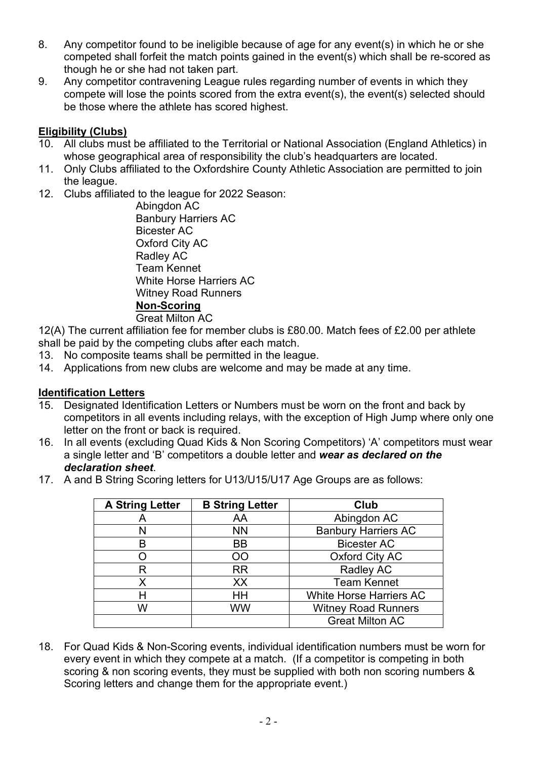8. Any competitor found to be ineligible because of age for any event(s) in which he or she competed shall forfeit the match points gained in the event(s) which shall be re-scored as though he or she had not taken part.
9. Any competitor contravening League rules regarding number of events in which they compete will lose the points scored from the extra event(s), the event(s) selected should be those where the athlete has scored highest.

**Eligibility (Clubs)**

10. All clubs must be affiliated to the Territorial or National Association (England Athletics) in whose geographical area of responsibility the club's headquarters are located.
11. Only Clubs affiliated to the Oxfordshire County Athletic Association are permitted to join the league.
12. Clubs affiliated to the league for 2022 Season:

    Abingdon AC
    Banbury Harriers AC
    Bicester AC
    Oxford City AC
    Radley AC
    Team Kennet
    White Horse Harriers AC
    Witney Road Runners
    **Non-Scoring**
    Great Milton AC

12(A) The current affiliation fee for member clubs is £80.00. Match fees of £2.00 per athlete shall be paid by the competing clubs after each match.

13. No composite teams shall be permitted in the league.
14. Applications from new clubs are welcome and may be made at any time.

**Identification Letters**

15. Designated Identification Letters or Numbers must be worn on the front and back by competitors in all events including relays, with the exception of High Jump where only one letter on the front or back is required.
16. In all events (excluding Quad Kids & Non Scoring Competitors) 'A' competitors must wear a single letter and 'B' competitors a double letter and ***wear as declared on the declaration sheet***.
17. A and B String Scoring letters for U13/U15/U17 Age Groups are as follows:

| A String Letter | B String Letter | Club |
|---|---|---|
| A | AA | Abingdon AC |
| N | NN | Banbury Harriers AC |
| B | BB | Bicester AC |
| O | OO | Oxford City AC |
| R | RR | Radley AC |
| X | XX | Team Kennet |
| H | HH | White Horse Harriers AC |
| W | WW | Witney Road Runners |
| | | Great Milton AC |

18. For Quad Kids & Non-Scoring events, individual identification numbers must be worn for every event in which they compete at a match. (If a competitor is competing in both scoring & non scoring events, they must be supplied with both non scoring numbers & Scoring letters and change them for the appropriate event.)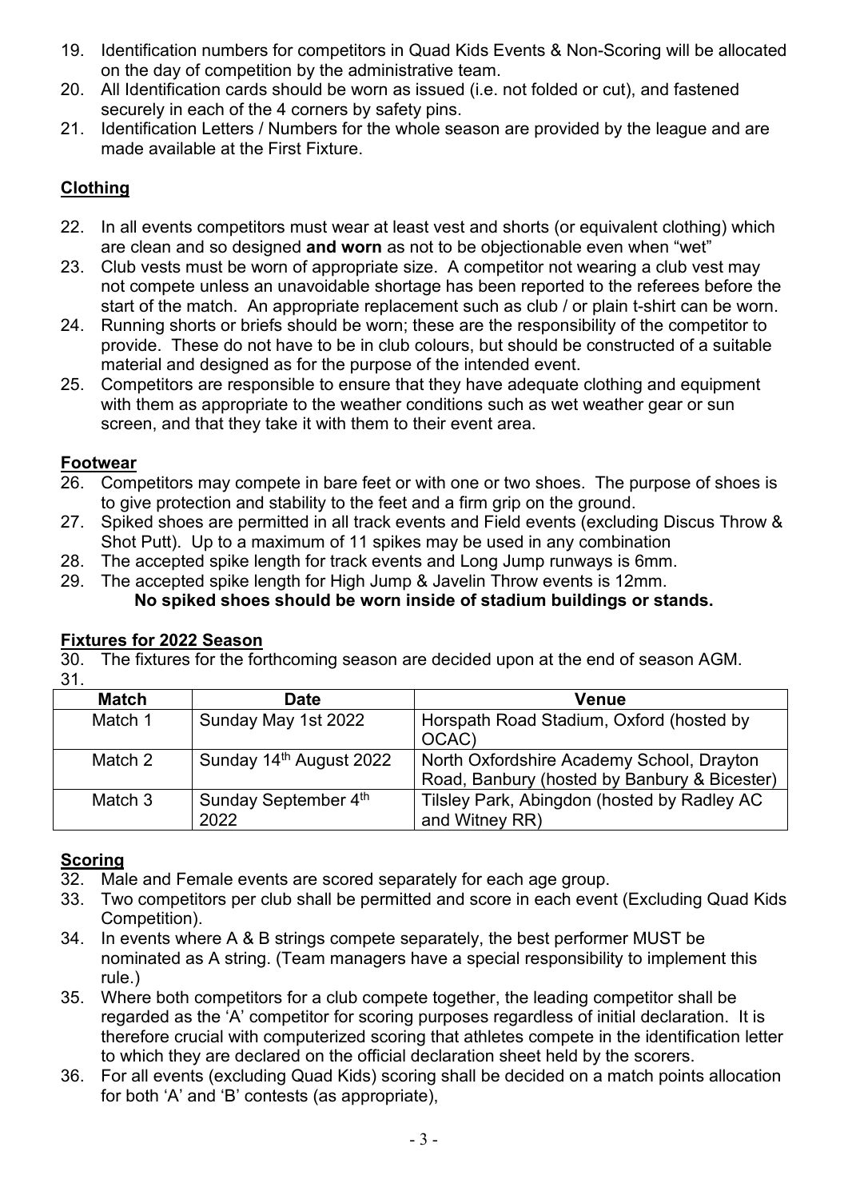19. Identification numbers for competitors in Quad Kids Events & Non-Scoring will be allocated on the day of competition by the administrative team.
20. All Identification cards should be worn as issued (i.e. not folded or cut), and fastened securely in each of the 4 corners by safety pins.
21. Identification Letters / Numbers for the whole season are provided by the league and are made available at the First Fixture.

## Clothing

22. In all events competitors must wear at least vest and shorts (or equivalent clothing) which are clean and so designed **and worn** as not to be objectionable even when "wet"
23. Club vests must be worn of appropriate size. A competitor not wearing a club vest may not compete unless an unavoidable shortage has been reported to the referees before the start of the match. An appropriate replacement such as club / or plain t-shirt can be worn.
24. Running shorts or briefs should be worn; these are the responsibility of the competitor to provide. These do not have to be in club colours, but should be constructed of a suitable material and designed as for the purpose of the intended event.
25. Competitors are responsible to ensure that they have adequate clothing and equipment with them as appropriate to the weather conditions such as wet weather gear or sun screen, and that they take it with them to their event area.

## Footwear

26. Competitors may compete in bare feet or with one or two shoes. The purpose of shoes is to give protection and stability to the feet and a firm grip on the ground.
27. Spiked shoes are permitted in all track events and Field events (excluding Discus Throw & Shot Putt). Up to a maximum of 11 spikes may be used in any combination
28. The accepted spike length for track events and Long Jump runways is 6mm.
29. The accepted spike length for High Jump & Javelin Throw events is 12mm.

**No spiked shoes should be worn inside of stadium buildings or stands.**

## Fixtures for 2022 Season

30. The fixtures for the forthcoming season are decided upon at the end of season AGM.
31.

| Match | Date | Venue |
|---|---|---|
| Match 1 | Sunday May 1st 2022 | Horspath Road Stadium, Oxford (hosted by OCAC) |
| Match 2 | Sunday 14th August 2022 | North Oxfordshire Academy School, Drayton Road, Banbury (hosted by Banbury & Bicester) |
| Match 3 | Sunday September 4th 2022 | Tilsley Park, Abingdon (hosted by Radley AC and Witney RR) |

## Scoring

32. Male and Female events are scored separately for each age group.
33. Two competitors per club shall be permitted and score in each event (Excluding Quad Kids Competition).
34. In events where A & B strings compete separately, the best performer MUST be nominated as A string. (Team managers have a special responsibility to implement this rule.)
35. Where both competitors for a club compete together, the leading competitor shall be regarded as the 'A' competitor for scoring purposes regardless of initial declaration. It is therefore crucial with computerized scoring that athletes compete in the identification letter to which they are declared on the official declaration sheet held by the scorers.
36. For all events (excluding Quad Kids) scoring shall be decided on a match points allocation for both 'A' and 'B' contests (as appropriate),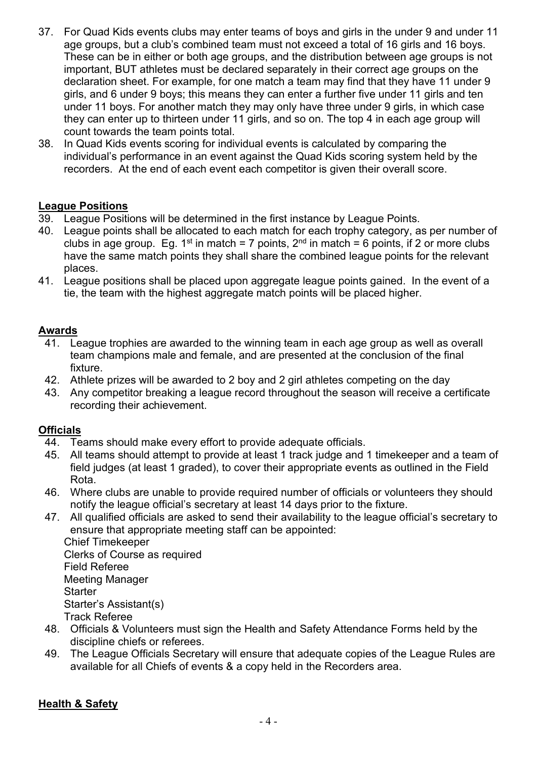37. For Quad Kids events clubs may enter teams of boys and girls in the under 9 and under 11 age groups, but a club's combined team must not exceed a total of 16 girls and 16 boys. These can be in either or both age groups, and the distribution between age groups is not important, BUT athletes must be declared separately in their correct age groups on the declaration sheet. For example, for one match a team may find that they have 11 under 9 girls, and 6 under 9 boys; this means they can enter a further five under 11 girls and ten under 11 boys. For another match they may only have three under 9 girls, in which case they can enter up to thirteen under 11 girls, and so on. The top 4 in each age group will count towards the team points total.
38. In Quad Kids events scoring for individual events is calculated by comparing the individual's performance in an event against the Quad Kids scoring system held by the recorders. At the end of each event each competitor is given their overall score.

## League Positions

39. League Positions will be determined in the first instance by League Points.
40. League points shall be allocated to each match for each trophy category, as per number of clubs in age group. Eg. 1st in match = 7 points, 2nd in match = 6 points, if 2 or more clubs have the same match points they shall share the combined league points for the relevant places.
41. League positions shall be placed upon aggregate league points gained. In the event of a tie, the team with the highest aggregate match points will be placed higher.

## Awards

41. League trophies are awarded to the winning team in each age group as well as overall team champions male and female, and are presented at the conclusion of the final fixture.
42. Athlete prizes will be awarded to 2 boy and 2 girl athletes competing on the day
43. Any competitor breaking a league record throughout the season will receive a certificate recording their achievement.

## Officials

44. Teams should make every effort to provide adequate officials.
45. All teams should attempt to provide at least 1 track judge and 1 timekeeper and a team of field judges (at least 1 graded), to cover their appropriate events as outlined in the Field Rota.
46. Where clubs are unable to provide required number of officials or volunteers they should notify the league official's secretary at least 14 days prior to the fixture.
47. All qualified officials are asked to send their availability to the league official's secretary to ensure that appropriate meeting staff can be appointed:
    Chief Timekeeper
    Clerks of Course as required
    Field Referee
    Meeting Manager
    Starter
    Starter's Assistant(s)
    Track Referee
48. Officials & Volunteers must sign the Health and Safety Attendance Forms held by the discipline chiefs or referees.
49. The League Officials Secretary will ensure that adequate copies of the League Rules are available for all Chiefs of events & a copy held in the Recorders area.

## Health & Safety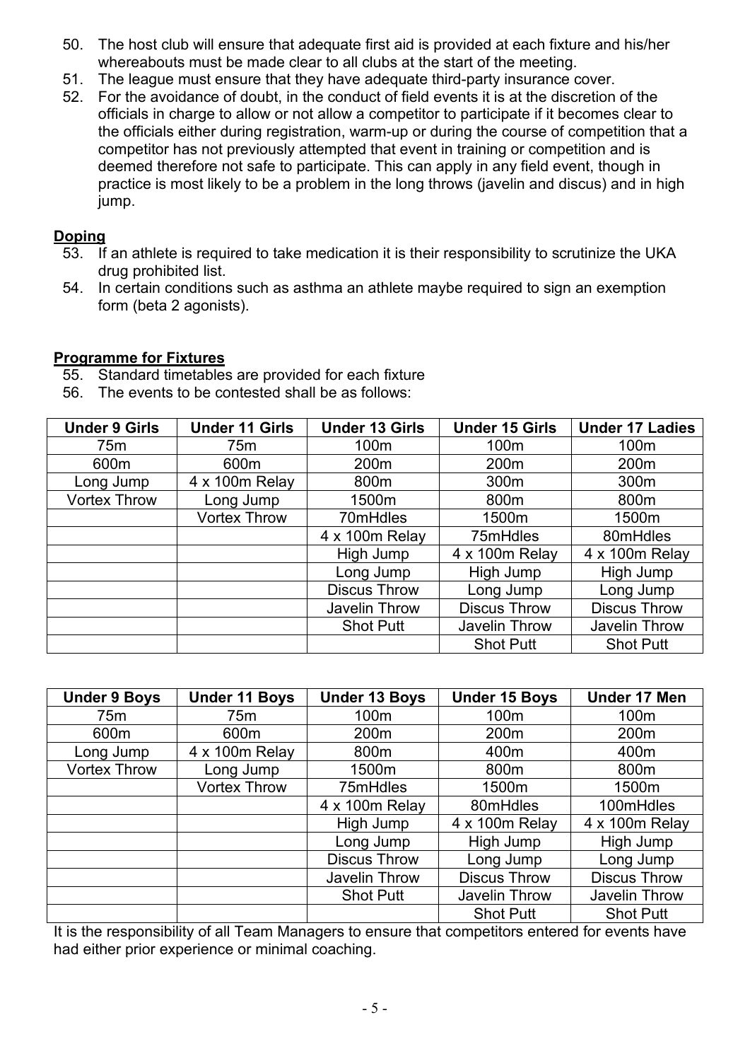50. The host club will ensure that adequate first aid is provided at each fixture and his/her whereabouts must be made clear to all clubs at the start of the meeting.
51. The league must ensure that they have adequate third-party insurance cover.
52. For the avoidance of doubt, in the conduct of field events it is at the discretion of the officials in charge to allow or not allow a competitor to participate if it becomes clear to the officials either during registration, warm-up or during the course of competition that a competitor has not previously attempted that event in training or competition and is deemed therefore not safe to participate. This can apply in any field event, though in practice is most likely to be a problem in the long throws (javelin and discus) and in high jump.

**Doping**

53. If an athlete is required to take medication it is their responsibility to scrutinize the UKA drug prohibited list.
54. In certain conditions such as asthma an athlete maybe required to sign an exemption form (beta 2 agonists).

**Programme for Fixtures**

55. Standard timetables are provided for each fixture
56. The events to be contested shall be as follows:

| Under 9 Girls | Under 11 Girls | Under 13 Girls | Under 15 Girls | Under 17 Ladies |
|---|---|---|---|---|
| 75m | 75m | 100m | 100m | 100m |
| 600m | 600m | 200m | 200m | 200m |
| Long Jump | 4 x 100m Relay | 800m | 300m | 300m |
| Vortex Throw | Long Jump | 1500m | 800m | 800m |
| | Vortex Throw | 70mHdles | 1500m | 1500m |
| | | 4 x 100m Relay | 75mHdles | 80mHdles |
| | | High Jump | 4 x 100m Relay | 4 x 100m Relay |
| | | Long Jump | High Jump | High Jump |
| | | Discus Throw | Long Jump | Long Jump |
| | | Javelin Throw | Discus Throw | Discus Throw |
| | | Shot Putt | Javelin Throw | Javelin Throw |
| | | | Shot Putt | Shot Putt |

| Under 9 Boys | Under 11 Boys | Under 13 Boys | Under 15 Boys | Under 17 Men |
|---|---|---|---|---|
| 75m | 75m | 100m | 100m | 100m |
| 600m | 600m | 200m | 200m | 200m |
| Long Jump | 4 x 100m Relay | 800m | 400m | 400m |
| Vortex Throw | Long Jump | 1500m | 800m | 800m |
| | Vortex Throw | 75mHdles | 1500m | 1500m |
| | | 4 x 100m Relay | 80mHdles | 100mHdles |
| | | High Jump | 4 x 100m Relay | 4 x 100m Relay |
| | | Long Jump | High Jump | High Jump |
| | | Discus Throw | Long Jump | Long Jump |
| | | Javelin Throw | Discus Throw | Discus Throw |
| | | Shot Putt | Javelin Throw | Javelin Throw |
| | | | Shot Putt | Shot Putt |

It is the responsibility of all Team Managers to ensure that competitors entered for events have had either prior experience or minimal coaching.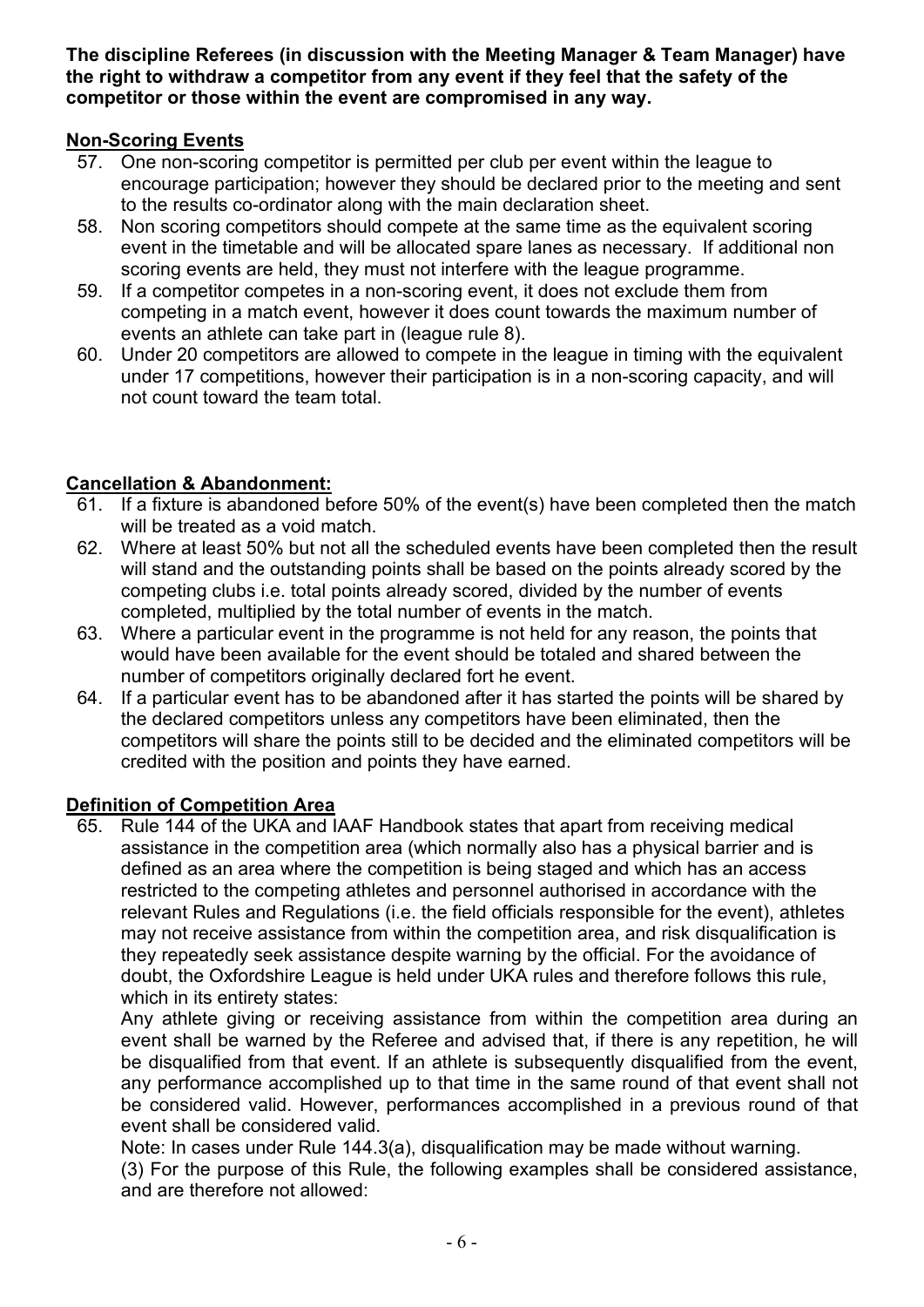**The discipline Referees (in discussion with the Meeting Manager & Team Manager) have the right to withdraw a competitor from any event if they feel that the safety of the competitor or those within the event are compromised in any way.**

## Non-Scoring Events

57. One non-scoring competitor is permitted per club per event within the league to encourage participation; however they should be declared prior to the meeting and sent to the results co-ordinator along with the main declaration sheet.
58. Non scoring competitors should compete at the same time as the equivalent scoring event in the timetable and will be allocated spare lanes as necessary. If additional non scoring events are held, they must not interfere with the league programme.
59. If a competitor competes in a non-scoring event, it does not exclude them from competing in a match event, however it does count towards the maximum number of events an athlete can take part in (league rule 8).
60. Under 20 competitors are allowed to compete in the league in timing with the equivalent under 17 competitions, however their participation is in a non-scoring capacity, and will not count toward the team total.

## Cancellation & Abandonment:

61. If a fixture is abandoned before 50% of the event(s) have been completed then the match will be treated as a void match.
62. Where at least 50% but not all the scheduled events have been completed then the result will stand and the outstanding points shall be based on the points already scored by the competing clubs i.e. total points already scored, divided by the number of events completed, multiplied by the total number of events in the match.
63. Where a particular event in the programme is not held for any reason, the points that would have been available for the event should be totaled and shared between the number of competitors originally declared fort he event.
64. If a particular event has to be abandoned after it has started the points will be shared by the declared competitors unless any competitors have been eliminated, then the competitors will share the points still to be decided and the eliminated competitors will be credited with the position and points they have earned.

## Definition of Competition Area

65. Rule 144 of the UKA and IAAF Handbook states that apart from receiving medical assistance in the competition area (which normally also has a physical barrier and is defined as an area where the competition is being staged and which has an access restricted to the competing athletes and personnel authorised in accordance with the relevant Rules and Regulations (i.e. the field officials responsible for the event), athletes may not receive assistance from within the competition area, and risk disqualification is they repeatedly seek assistance despite warning by the official. For the avoidance of doubt, the Oxfordshire League is held under UKA rules and therefore follows this rule, which in its entirety states:

    Any athlete giving or receiving assistance from within the competition area during an event shall be warned by the Referee and advised that, if there is any repetition, he will be disqualified from that event. If an athlete is subsequently disqualified from the event, any performance accomplished up to that time in the same round of that event shall not be considered valid. However, performances accomplished in a previous round of that event shall be considered valid.

    Note: In cases under Rule 144.3(a), disqualification may be made without warning.

    (3) For the purpose of this Rule, the following examples shall be considered assistance, and are therefore not allowed: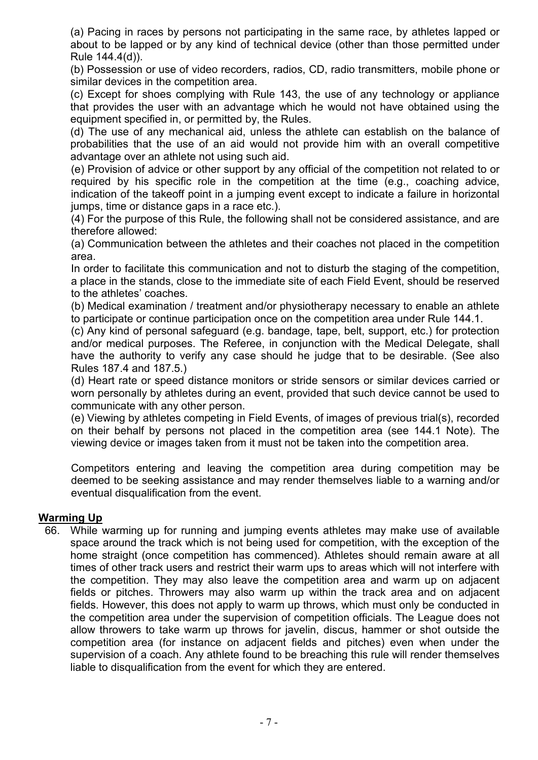(a) Pacing in races by persons not participating in the same race, by athletes lapped or about to be lapped or by any kind of technical device (other than those permitted under Rule 144.4(d)).

(b) Possession or use of video recorders, radios, CD, radio transmitters, mobile phone or similar devices in the competition area.

(c) Except for shoes complying with Rule 143, the use of any technology or appliance that provides the user with an advantage which he would not have obtained using the equipment specified in, or permitted by, the Rules.

(d) The use of any mechanical aid, unless the athlete can establish on the balance of probabilities that the use of an aid would not provide him with an overall competitive advantage over an athlete not using such aid.

(e) Provision of advice or other support by any official of the competition not related to or required by his specific role in the competition at the time (e.g., coaching advice, indication of the takeoff point in a jumping event except to indicate a failure in horizontal jumps, time or distance gaps in a race etc.).

(4) For the purpose of this Rule, the following shall not be considered assistance, and are therefore allowed:

(a) Communication between the athletes and their coaches not placed in the competition area.

In order to facilitate this communication and not to disturb the staging of the competition, a place in the stands, close to the immediate site of each Field Event, should be reserved to the athletes' coaches.

(b) Medical examination / treatment and/or physiotherapy necessary to enable an athlete to participate or continue participation once on the competition area under Rule 144.1.

(c) Any kind of personal safeguard (e.g. bandage, tape, belt, support, etc.) for protection and/or medical purposes. The Referee, in conjunction with the Medical Delegate, shall have the authority to verify any case should he judge that to be desirable. (See also Rules 187.4 and 187.5.)

(d) Heart rate or speed distance monitors or stride sensors or similar devices carried or worn personally by athletes during an event, provided that such device cannot be used to communicate with any other person.

(e) Viewing by athletes competing in Field Events, of images of previous trial(s), recorded on their behalf by persons not placed in the competition area (see 144.1 Note). The viewing device or images taken from it must not be taken into the competition area.

Competitors entering and leaving the competition area during competition may be deemed to be seeking assistance and may render themselves liable to a warning and/or eventual disqualification from the event.

## Warming Up

66. While warming up for running and jumping events athletes may make use of available space around the track which is not being used for competition, with the exception of the home straight (once competition has commenced). Athletes should remain aware at all times of other track users and restrict their warm ups to areas which will not interfere with the competition. They may also leave the competition area and warm up on adjacent fields or pitches. Throwers may also warm up within the track area and on adjacent fields. However, this does not apply to warm up throws, which must only be conducted in the competition area under the supervision of competition officials. The League does not allow throwers to take warm up throws for javelin, discus, hammer or shot outside the competition area (for instance on adjacent fields and pitches) even when under the supervision of a coach. Any athlete found to be breaching this rule will render themselves liable to disqualification from the event for which they are entered.